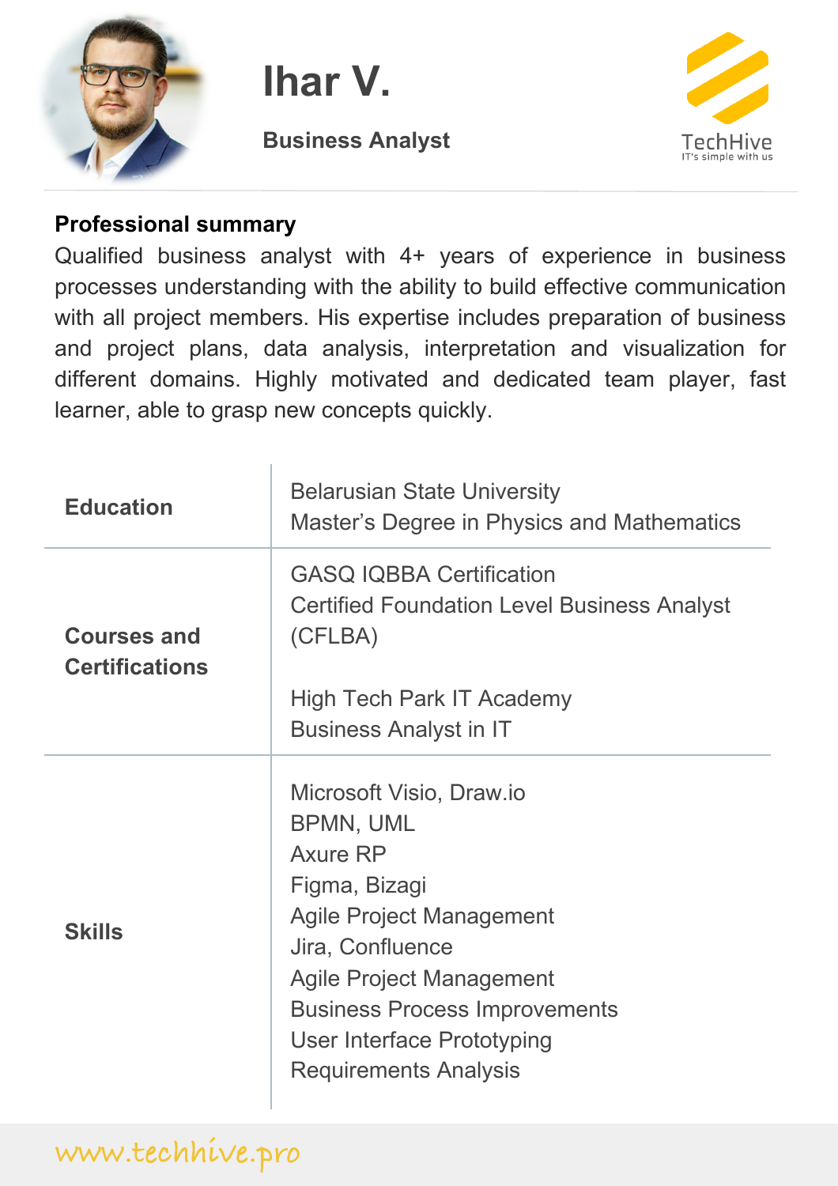# Ihar V.

**Business Analyst**

TechHive
IT's simple with us

## Professional summary

Qualified business analyst with 4+ years of experience in business processes understanding with the ability to build effective communication with all project members. His expertise includes preparation of business and project plans, data analysis, interpretation and visualization for different domains. Highly motivated and dedicated team player, fast learner, able to grasp new concepts quickly.

| | |
|---|---|
| **Education** | Belarusian State University<br>Master's Degree in Physics and Mathematics |
| **Courses and Certifications** | GASQ IQBBA Certification<br>Certified Foundation Level Business Analyst (CFLBA)<br><br>High Tech Park IT Academy<br>Business Analyst in IT |
| **Skills** | Microsoft Visio, Draw.io<br>BPMN, UML<br>Axure RP<br>Figma, Bizagi<br>Agile Project Management<br>Jira, Confluence<br>Agile Project Management<br>Business Process Improvements<br>User Interface Prototyping<br>Requirements Analysis |

www.techhive.pro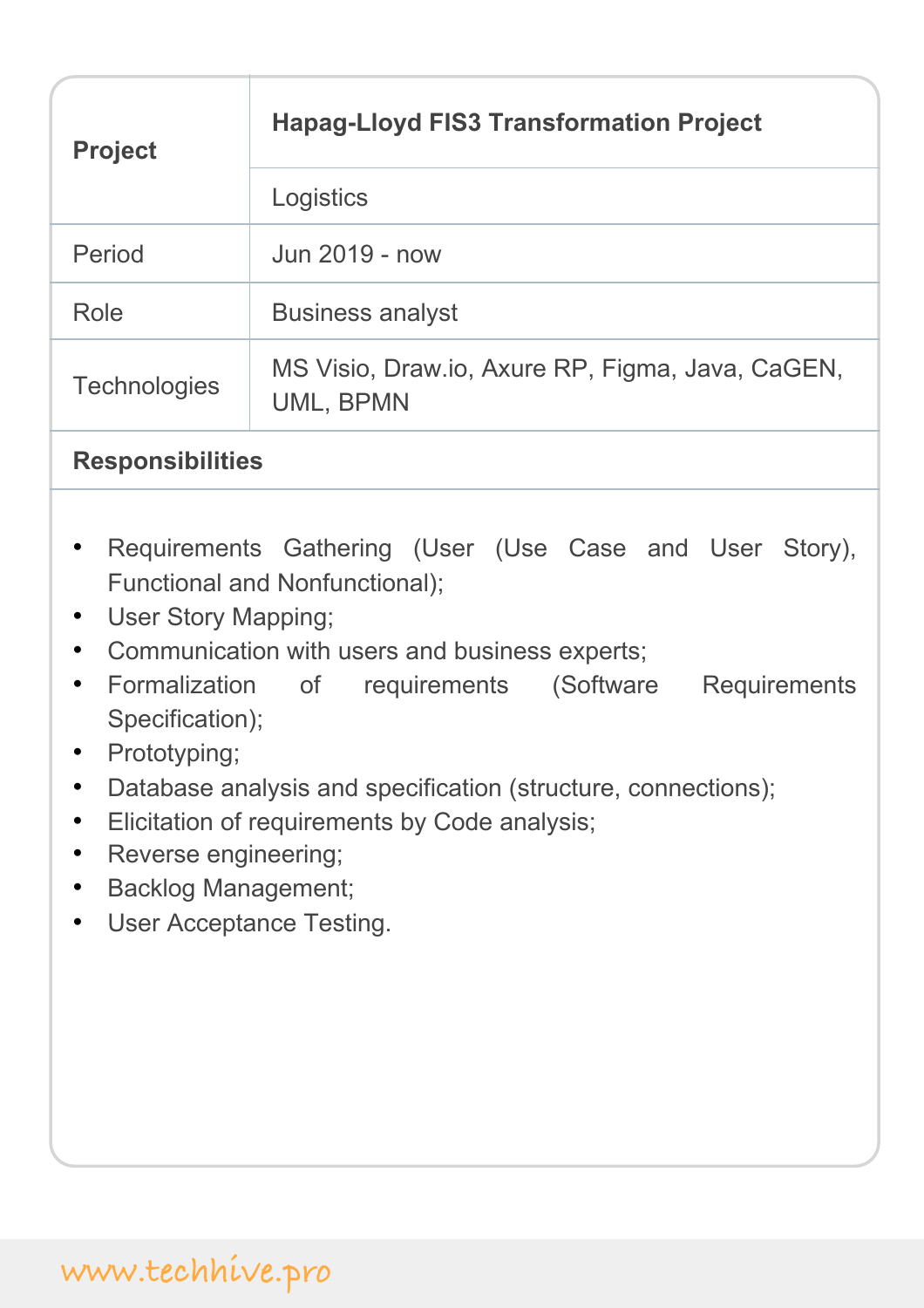| Project | **Hapag-Lloyd FIS3 Transformation Project** |
|---|---|
| | Logistics |
| Period | Jun 2019 - now |
| Role | Business analyst |
| Technologies | MS Visio, Draw.io, Axure RP, Figma, Java, CaGEN, UML, BPMN |

**Responsibilities**

- Requirements Gathering (User (Use Case and User Story), Functional and Nonfunctional);
- User Story Mapping;
- Communication with users and business experts;
- Formalization of requirements (Software Requirements Specification);
- Prototyping;
- Database analysis and specification (structure, connections);
- Elicitation of requirements by Code analysis;
- Reverse engineering;
- Backlog Management;
- User Acceptance Testing.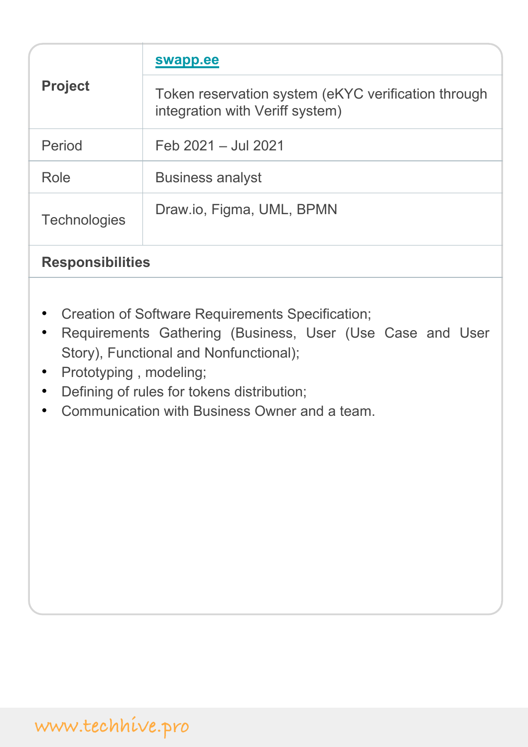| **Project** | **swapp.ee** |
|---|---|
| | Token reservation system (eKYC verification through integration with Veriff system) |
| Period | Feb 2021 – Jul 2021 |
| Role | Business analyst |
| Technologies | Draw.io, Figma, UML, BPMN |

**Responsibilities**

- Creation of Software Requirements Specification;
- Requirements Gathering (Business, User (Use Case and User Story), Functional and Nonfunctional);
- Prototyping , modeling;
- Defining of rules for tokens distribution;
- Communication with Business Owner and a team.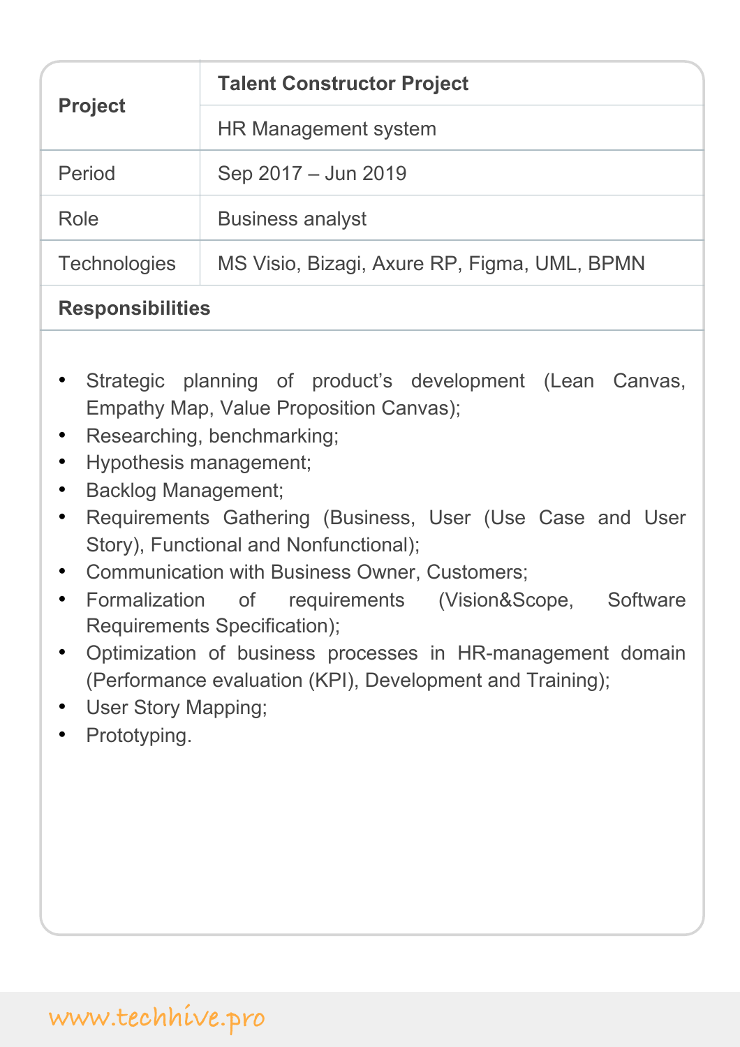| Project | **Talent Constructor Project** |
| --- | --- |
| | HR Management system |
| Period | Sep 2017 – Jun 2019 |
| Role | Business analyst |
| Technologies | MS Visio, Bizagi, Axure RP, Figma, UML, BPMN |

**Responsibilities**

- Strategic planning of product's development (Lean Canvas, Empathy Map, Value Proposition Canvas);
- Researching, benchmarking;
- Hypothesis management;
- Backlog Management;
- Requirements Gathering (Business, User (Use Case and User Story), Functional and Nonfunctional);
- Communication with Business Owner, Customers;
- Formalization of requirements (Vision&Scope, Software Requirements Specification);
- Optimization of business processes in HR-management domain (Performance evaluation (KPI), Development and Training);
- User Story Mapping;
- Prototyping.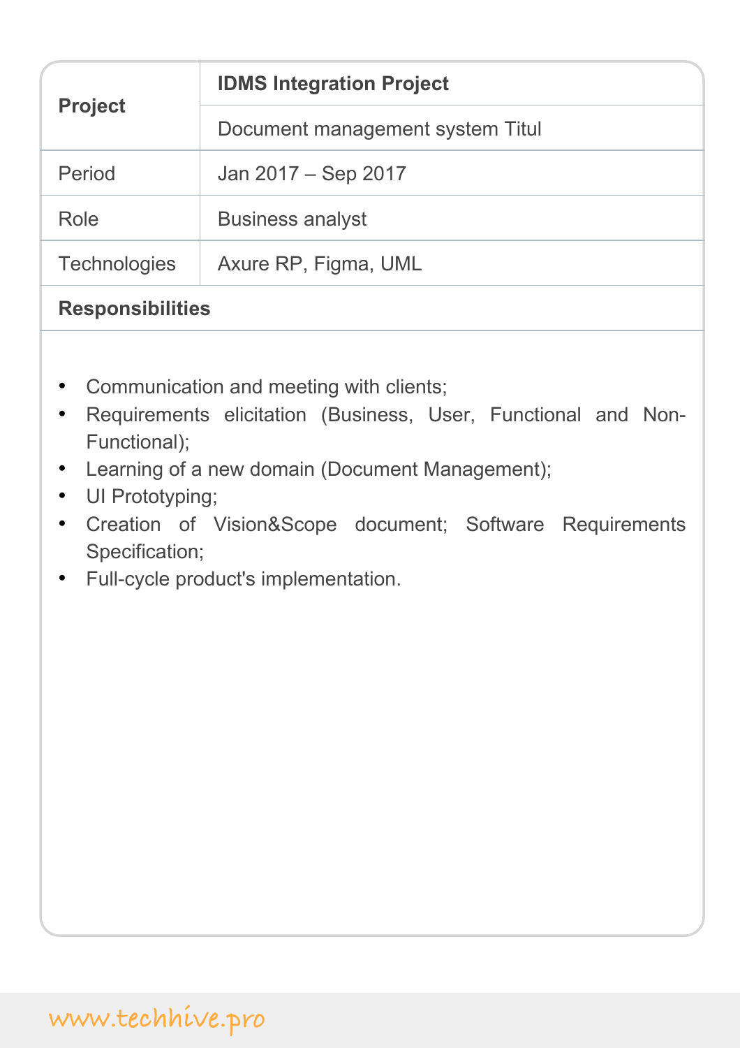| | |
|---|---|
| **Project** | **IDMS Integration Project** |
| | Document management system Titul |
| Period | Jan 2017 – Sep 2017 |
| Role | Business analyst |
| Technologies | Axure RP, Figma, UML |

**Responsibilities**

- Communication and meeting with clients;
- Requirements elicitation (Business, User, Functional and Non-Functional);
- Learning of a new domain (Document Management);
- UI Prototyping;
- Creation of Vision&Scope document; Software Requirements Specification;
- Full-cycle product's implementation.